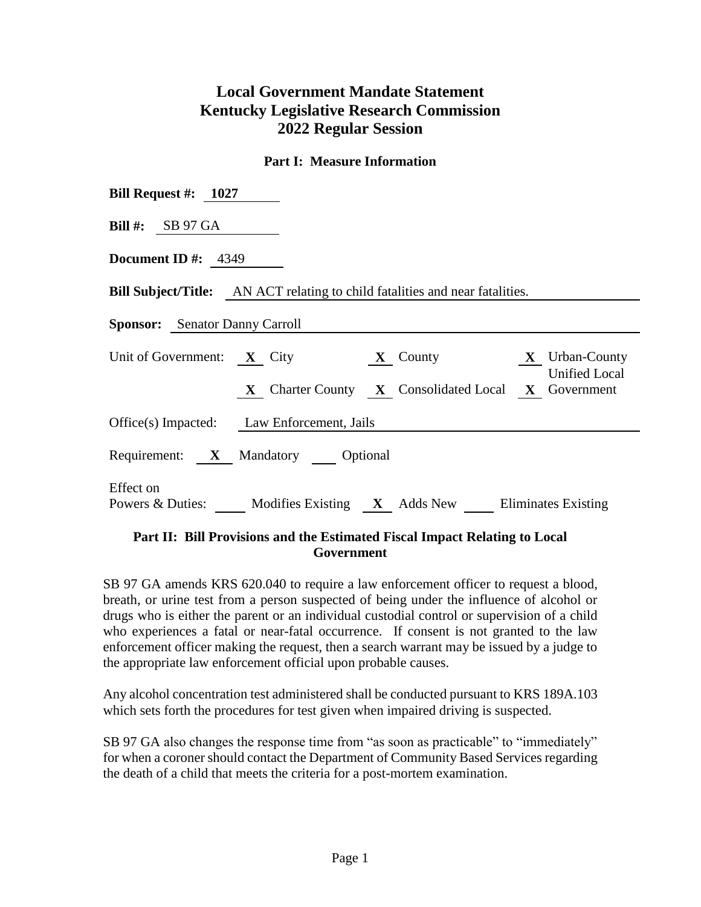# Local Government Mandate Statement
# Kentucky Legislative Research Commission
# 2022 Regular Session

## Part I: Measure Information

**Bill Request #:** 1027

**Bill #:** SB 97 GA

**Document ID #:** 4349

**Bill Subject/Title:** AN ACT relating to child fatalities and near fatalities.

**Sponsor:** Senator Danny Carroll

Unit of Government: **X** City **X** County **X** Urban-County Unified Local Government **X** Charter County **X** Consolidated Local **X** Government

Office(s) Impacted: Law Enforcement, Jails

Requirement: **X** Mandatory ___ Optional

Effect on Powers & Duties: ___ Modifies Existing **X** Adds New ___ Eliminates Existing

## Part II: Bill Provisions and the Estimated Fiscal Impact Relating to Local Government

SB 97 GA amends KRS 620.040 to require a law enforcement officer to request a blood, breath, or urine test from a person suspected of being under the influence of alcohol or drugs who is either the parent or an individual custodial control or supervision of a child who experiences a fatal or near-fatal occurrence. If consent is not granted to the law enforcement officer making the request, then a search warrant may be issued by a judge to the appropriate law enforcement official upon probable causes.

Any alcohol concentration test administered shall be conducted pursuant to KRS 189A.103 which sets forth the procedures for test given when impaired driving is suspected.

SB 97 GA also changes the response time from "as soon as practicable" to "immediately" for when a coroner should contact the Department of Community Based Services regarding the death of a child that meets the criteria for a post-mortem examination.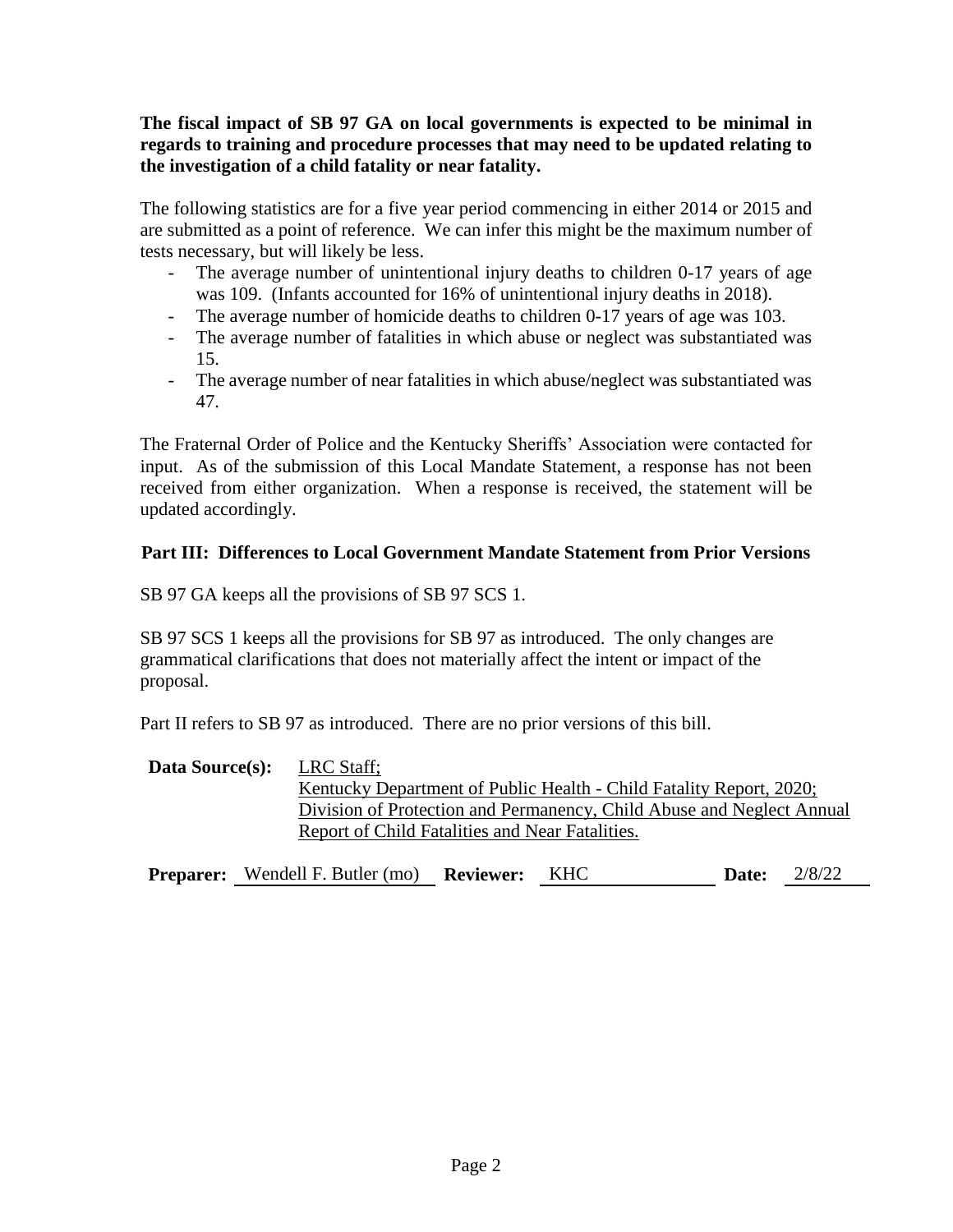**The fiscal impact of SB 97 GA on local governments is expected to be minimal in regards to training and procedure processes that may need to be updated relating to the investigation of a child fatality or near fatality.**

The following statistics are for a five year period commencing in either 2014 or 2015 and are submitted as a point of reference. We can infer this might be the maximum number of tests necessary, but will likely be less.

- The average number of unintentional injury deaths to children 0-17 years of age was 109. (Infants accounted for 16% of unintentional injury deaths in 2018).
- The average number of homicide deaths to children 0-17 years of age was 103.
- The average number of fatalities in which abuse or neglect was substantiated was 15.
- The average number of near fatalities in which abuse/neglect was substantiated was 47.

The Fraternal Order of Police and the Kentucky Sheriffs' Association were contacted for input. As of the submission of this Local Mandate Statement, a response has not been received from either organization. When a response is received, the statement will be updated accordingly.

**Part III: Differences to Local Government Mandate Statement from Prior Versions**

SB 97 GA keeps all the provisions of SB 97 SCS 1.

SB 97 SCS 1 keeps all the provisions for SB 97 as introduced. The only changes are grammatical clarifications that does not materially affect the intent or impact of the proposal.

Part II refers to SB 97 as introduced. There are no prior versions of this bill.

**Data Source(s):** LRC Staff; Kentucky Department of Public Health - Child Fatality Report, 2020; Division of Protection and Permanency, Child Abuse and Neglect Annual Report of Child Fatalities and Near Fatalities.

**Preparer:** Wendell F. Butler (mo) **Reviewer:** KHC **Date:** 2/8/22